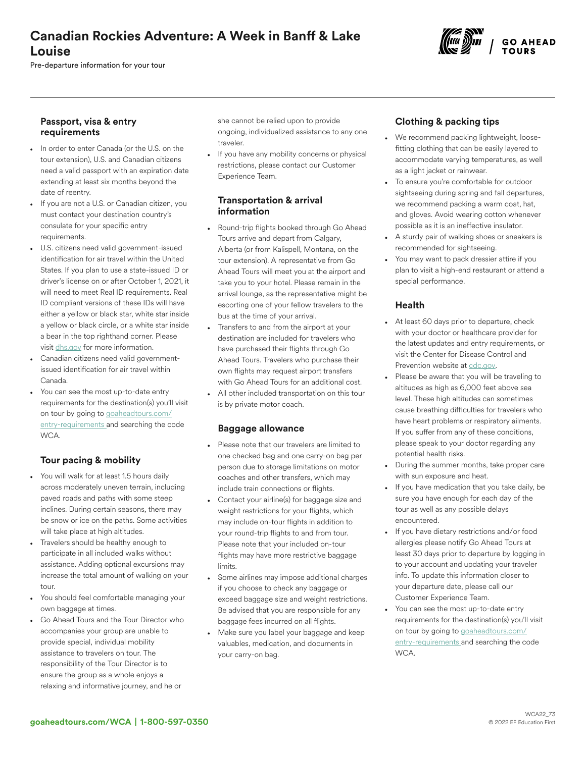# Canadian Rockies Adventure: A Week in Banff & Lake Louise

Pre-departure information for your tour

## Passport, visa & entry requirements

- In order to enter Canada (or the U.S. on the tour extension), U.S. and Canadian citizens need a valid passport with an expiration date extending at least six months beyond the date of reentry.
- If you are not a U.S. or Canadian citizen, you must contact your destination country's consulate for your specific entry requirements.
- U.S. citizens need valid government-issued identification for air travel within the United States. If you plan to use a state-issued ID or driver's license on or after October 1, 2021, it will need to meet Real ID requirements. Real ID compliant versions of these IDs will have either a yellow or black star, white star inside a yellow or black circle, or a white star inside a bear in the top righthand corner. Please visit dhs.gov for more information.
- Canadian citizens need valid government-issued identification for air travel within Canada.
- You can see the most up-to-date entry requirements for the destination(s) you'll visit on tour by going to goaheadtours.com/entry-requirements and searching the code WCA.

## Tour pacing & mobility

- You will walk for at least 1.5 hours daily across moderately uneven terrain, including paved roads and paths with some steep inclines. During certain seasons, there may be snow or ice on the paths. Some activities will take place at high altitudes.
- Travelers should be healthy enough to participate in all included walks without assistance. Adding optional excursions may increase the total amount of walking on your tour.
- You should feel comfortable managing your own baggage at times.
- Go Ahead Tours and the Tour Director who accompanies your group are unable to provide special, individual mobility assistance to travelers on tour. The responsibility of the Tour Director is to ensure the group as a whole enjoys a relaxing and informative journey, and he or she cannot be relied upon to provide ongoing, individualized assistance to any one traveler.
- If you have any mobility concerns or physical restrictions, please contact our Customer Experience Team.

## Transportation & arrival information

- Round-trip flights booked through Go Ahead Tours arrive and depart from Calgary, Alberta (or from Kalispell, Montana, on the tour extension). A representative from Go Ahead Tours will meet you at the airport and take you to your hotel. Please remain in the arrival lounge, as the representative might be escorting one of your fellow travelers to the bus at the time of your arrival.
- Transfers to and from the airport at your destination are included for travelers who have purchased their flights through Go Ahead Tours. Travelers who purchase their own flights may request airport transfers with Go Ahead Tours for an additional cost.
- All other included transportation on this tour is by private motor coach.

## Baggage allowance

- Please note that our travelers are limited to one checked bag and one carry-on bag per person due to storage limitations on motor coaches and other transfers, which may include train connections or flights.
- Contact your airline(s) for baggage size and weight restrictions for your flights, which may include on-tour flights in addition to your round-trip flights to and from tour. Please note that your included on-tour flights may have more restrictive baggage limits.
- Some airlines may impose additional charges if you choose to check any baggage or exceed baggage size and weight restrictions. Be advised that you are responsible for any baggage fees incurred on all flights.
- Make sure you label your baggage and keep valuables, medication, and documents in your carry-on bag.

## Clothing & packing tips

- We recommend packing lightweight, loose-fitting clothing that can be easily layered to accommodate varying temperatures, as well as a light jacket or rainwear.
- To ensure you're comfortable for outdoor sightseeing during spring and fall departures, we recommend packing a warm coat, hat, and gloves. Avoid wearing cotton whenever possible as it is an ineffective insulator.
- A sturdy pair of walking shoes or sneakers is recommended for sightseeing.
- You may want to pack dressier attire if you plan to visit a high-end restaurant or attend a special performance.

## Health

- At least 60 days prior to departure, check with your doctor or healthcare provider for the latest updates and entry requirements, or visit the Center for Disease Control and Prevention website at cdc.gov.
- Please be aware that you will be traveling to altitudes as high as 6,000 feet above sea level. These high altitudes can sometimes cause breathing difficulties for travelers who have heart problems or respiratory ailments. If you suffer from any of these conditions, please speak to your doctor regarding any potential health risks.
- During the summer months, take proper care with sun exposure and heat.
- If you have medication that you take daily, be sure you have enough for each day of the tour as well as any possible delays encountered.
- If you have dietary restrictions and/or food allergies please notify Go Ahead Tours at least 30 days prior to departure by logging in to your account and updating your traveler info. To update this information closer to your departure date, please call our Customer Experience Team.
- You can see the most up-to-date entry requirements for the destination(s) you'll visit on tour by going to goaheadtours.com/entry-requirements and searching the code WCA.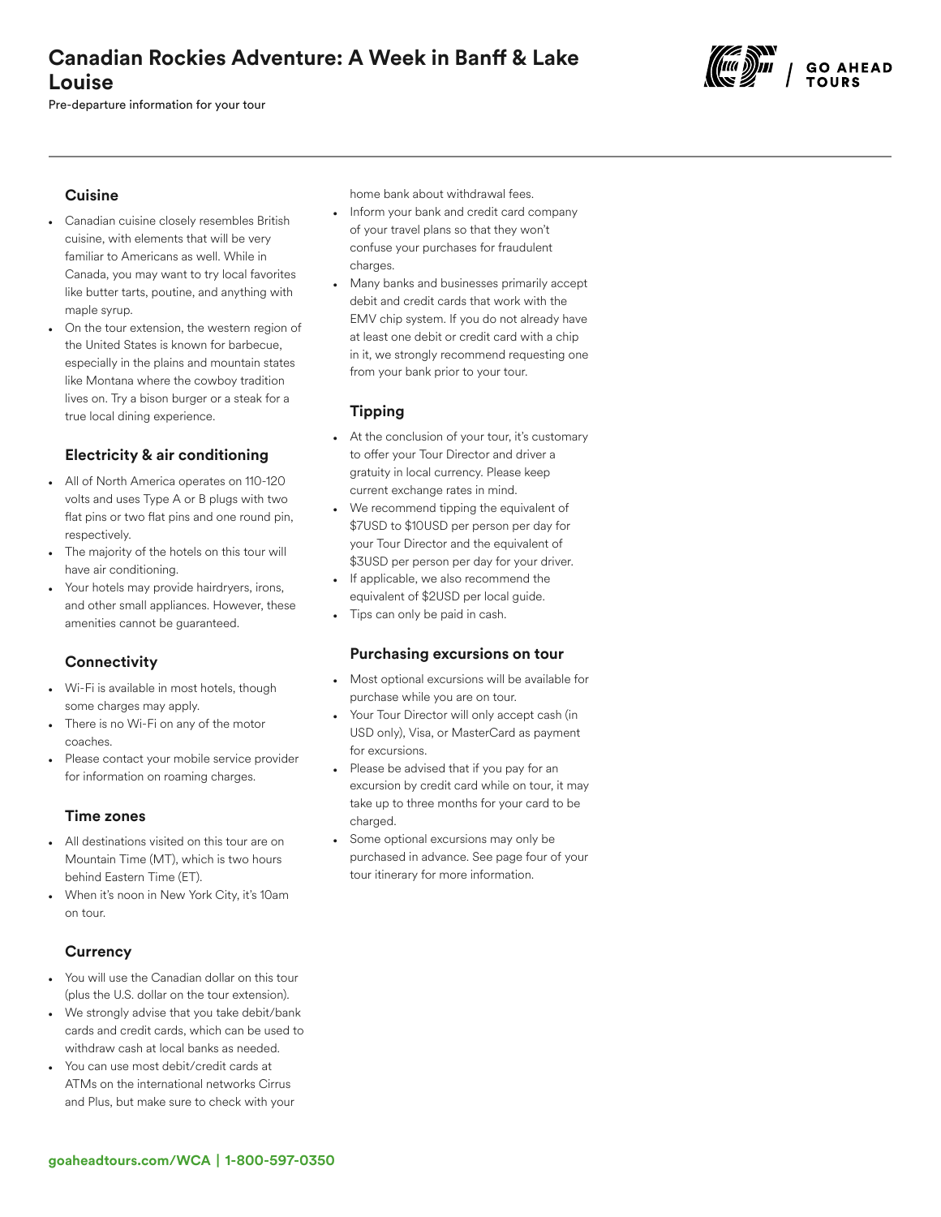# Canadian Rockies Adventure: A Week in Banff & Lake Louise

Pre-departure information for your tour

### Cuisine

- Canadian cuisine closely resembles British cuisine, with elements that will be very familiar to Americans as well. While in Canada, you may want to try local favorites like butter tarts, poutine, and anything with maple syrup.
- On the tour extension, the western region of the United States is known for barbecue, especially in the plains and mountain states like Montana where the cowboy tradition lives on. Try a bison burger or a steak for a true local dining experience.

### Electricity & air conditioning

- All of North America operates on 110-120 volts and uses Type A or B plugs with two flat pins or two flat pins and one round pin, respectively.
- The majority of the hotels on this tour will have air conditioning.
- Your hotels may provide hairdryers, irons, and other small appliances. However, these amenities cannot be guaranteed.

### Connectivity

- Wi-Fi is available in most hotels, though some charges may apply.
- There is no Wi-Fi on any of the motor coaches.
- Please contact your mobile service provider for information on roaming charges.

### Time zones

- All destinations visited on this tour are on Mountain Time (MT), which is two hours behind Eastern Time (ET).
- When it's noon in New York City, it's 10am on tour.

### Currency

- You will use the Canadian dollar on this tour (plus the U.S. dollar on the tour extension).
- We strongly advise that you take debit/bank cards and credit cards, which can be used to withdraw cash at local banks as needed.
- You can use most debit/credit cards at ATMs on the international networks Cirrus and Plus, but make sure to check with your home bank about withdrawal fees.
- Inform your bank and credit card company of your travel plans so that they won't confuse your purchases for fraudulent charges.
- Many banks and businesses primarily accept debit and credit cards that work with the EMV chip system. If you do not already have at least one debit or credit card with a chip in it, we strongly recommend requesting one from your bank prior to your tour.

### Tipping

- At the conclusion of your tour, it's customary to offer your Tour Director and driver a gratuity in local currency. Please keep current exchange rates in mind.
- We recommend tipping the equivalent of $7USD to $10USD per person per day for your Tour Director and the equivalent of $3USD per person per day for your driver.
- If applicable, we also recommend the equivalent of $2USD per local guide.
- Tips can only be paid in cash.

### Purchasing excursions on tour

- Most optional excursions will be available for purchase while you are on tour.
- Your Tour Director will only accept cash (in USD only), Visa, or MasterCard as payment for excursions.
- Please be advised that if you pay for an excursion by credit card while on tour, it may take up to three months for your card to be charged.
- Some optional excursions may only be purchased in advance. See page four of your tour itinerary for more information.

goaheadtours.com/WCA | 1-800-597-0350